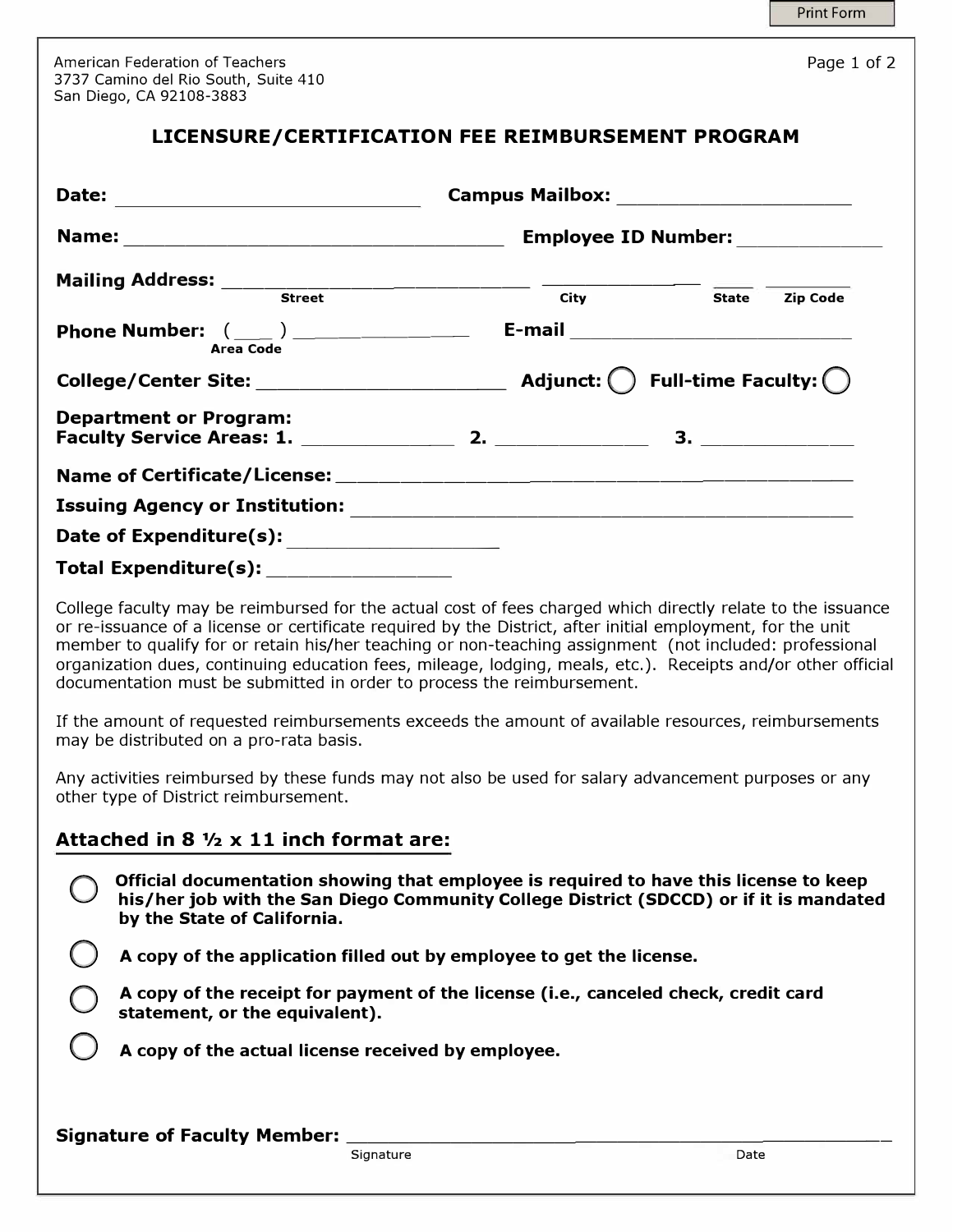American Federation of Teachers
3737 Camino del Rio South, Suite 410
San Diego, CA 92108-3883

## LICENSURE/CERTIFICATION FEE REIMBURSEMENT PROGRAM

**Date:** ____________________________ **Campus Mailbox:** ______________________

**Name:** ____________________________________ **Employee ID Number:** _____________

**Mailing Address:** ____________________________ ______________ ____ _________
Street City State Zip Code

**Phone Number:** ( ___ ) ________________ **E-mail** ___________________________
Area Code

**College/Center Site:** ______________________ **Adjunct:** ◯ **Full-time Faculty:** ◯

**Department or Program:**
**Faculty Service Areas: 1.** ______________ **2.** ______________ **3.** ______________

**Name of Certificate/License:** ________________________________________________

**Issuing Agency or Institution:** _______________________________________________

**Date of Expenditure(s):** ___________________

**Total Expenditure(s):** ________________

College faculty may be reimbursed for the actual cost of fees charged which directly relate to the issuance or re-issuance of a license or certificate required by the District, after initial employment, for the unit member to qualify for or retain his/her teaching or non-teaching assignment (not included: professional organization dues, continuing education fees, mileage, lodging, meals, etc.). Receipts and/or other official documentation must be submitted in order to process the reimbursement.

If the amount of requested reimbursements exceeds the amount of available resources, reimbursements may be distributed on a pro-rata basis.

Any activities reimbursed by these funds may not also be used for salary advancement purposes or any other type of District reimbursement.

### Attached in 8 ½ x 11 inch format are:

- ◯ **Official documentation showing that employee is required to have this license to keep his/her job with the San Diego Community College District (SDCCD) or if it is mandated by the State of California.**
- ◯ **A copy of the application filled out by employee to get the license.**
- ◯ **A copy of the receipt for payment of the license (i.e., canceled check, credit card statement, or the equivalent).**
- ◯ **A copy of the actual license received by employee.**

**Signature of Faculty Member:** ________________________________________________
Signature Date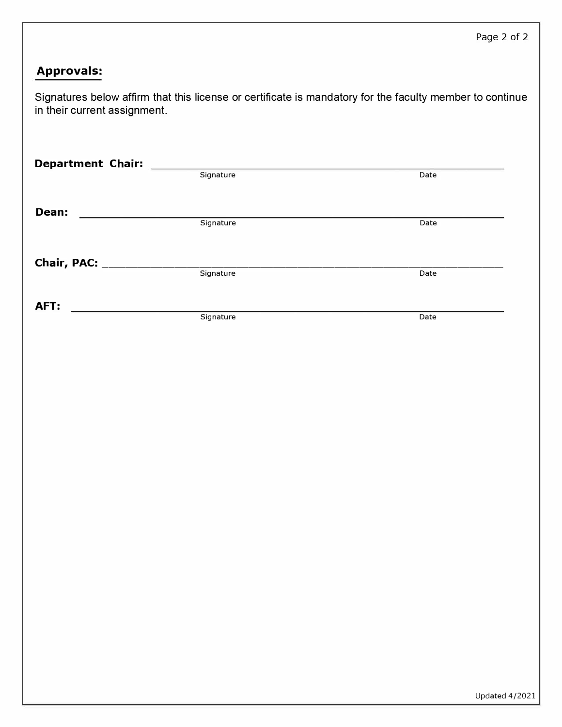## Approvals:

Signatures below affirm that this license or certificate is mandatory for the faculty member to continue in their current assignment.

**Department Chair:** ______________________________________________
Signature Date

**Dean:** ______________________________________________
Signature Date

**Chair, PAC:** ______________________________________________
Signature Date

**AFT:** ______________________________________________
Signature Date

Updated 4/2021